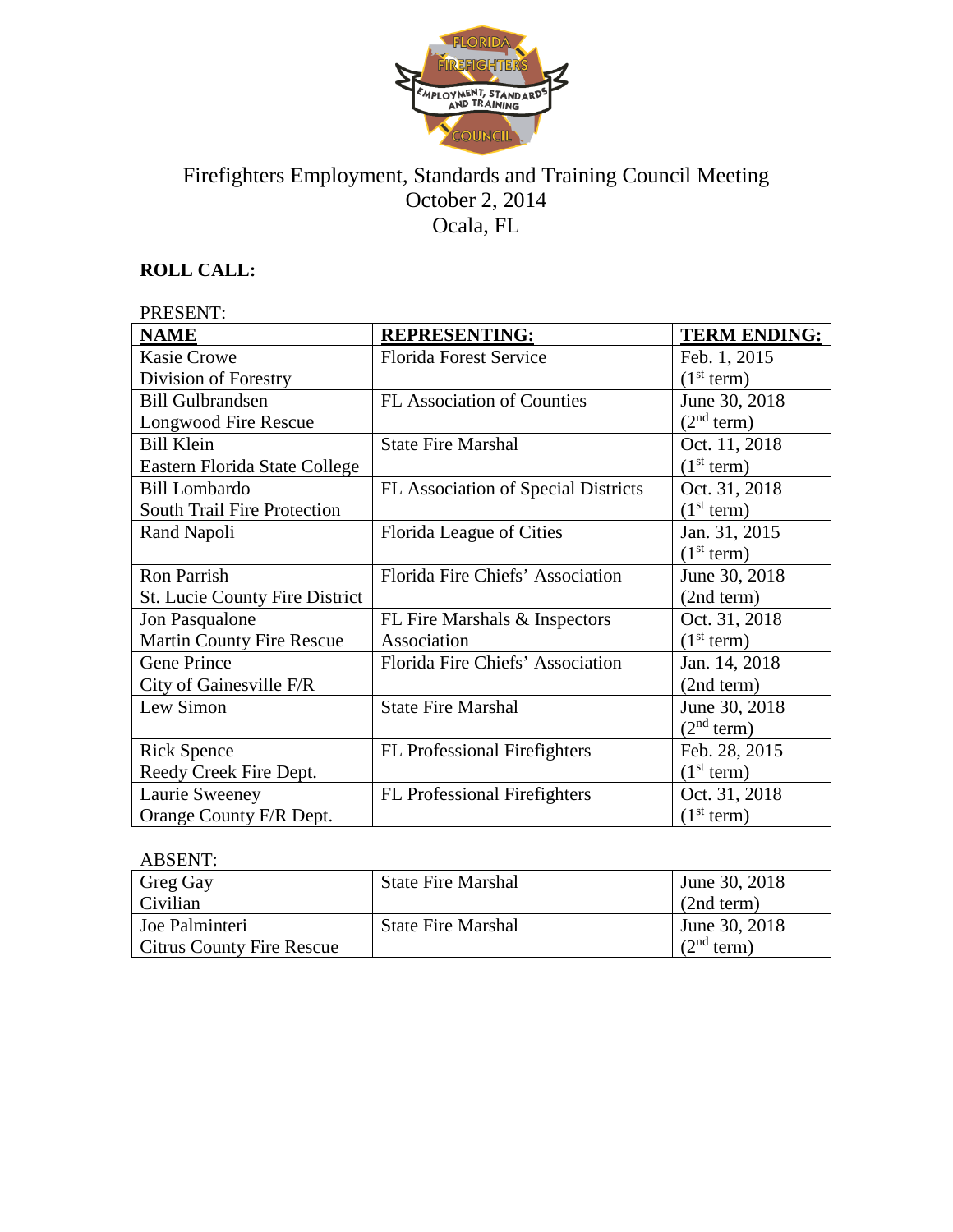# Firefighters Employment, Standards and Training Council Meeting
## October 2, 2014
## Ocala, FL

**ROLL CALL:**

PRESENT:

| NAME | REPRESENTING: | TERM ENDING: |
|---|---|---|
| Kasie Crowe<br>Division of Forestry | Florida Forest Service | Feb. 1, 2015<br>(1st term) |
| Bill Gulbrandsen<br>Longwood Fire Rescue | FL Association of Counties | June 30, 2018<br>(2nd term) |
| Bill Klein<br>Eastern Florida State College | State Fire Marshal | Oct. 11, 2018<br>(1st term) |
| Bill Lombardo<br>South Trail Fire Protection | FL Association of Special Districts | Oct. 31, 2018<br>(1st term) |
| Rand Napoli | Florida League of Cities | Jan. 31, 2015<br>(1st term) |
| Ron Parrish<br>St. Lucie County Fire District | Florida Fire Chiefs' Association | June 30, 2018<br>(2nd term) |
| Jon Pasqualone<br>Martin County Fire Rescue | FL Fire Marshals & Inspectors Association | Oct. 31, 2018<br>(1st term) |
| Gene Prince<br>City of Gainesville F/R | Florida Fire Chiefs' Association | Jan. 14, 2018<br>(2nd term) |
| Lew Simon | State Fire Marshal | June 30, 2018<br>(2nd term) |
| Rick Spence<br>Reedy Creek Fire Dept. | FL Professional Firefighters | Feb. 28, 2015<br>(1st term) |
| Laurie Sweeney<br>Orange County F/R Dept. | FL Professional Firefighters | Oct. 31, 2018<br>(1st term) |

ABSENT:

| NAME | REPRESENTING: | TERM ENDING: |
|---|---|---|
| Greg Gay<br>Civilian | State Fire Marshal | June 30, 2018<br>(2nd term) |
| Joe Palminteri<br>Citrus County Fire Rescue | State Fire Marshal | June 30, 2018<br>(2nd term) |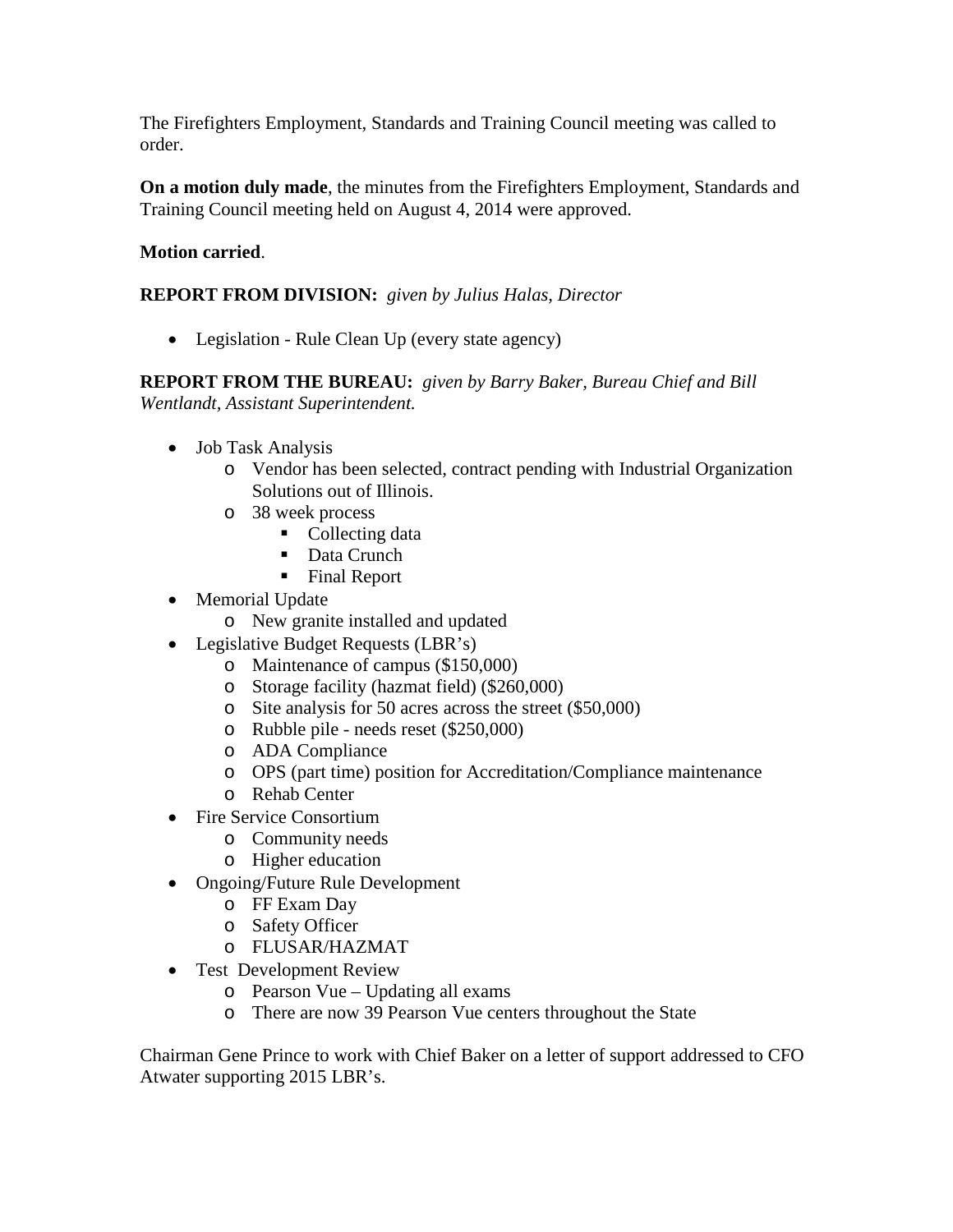The Firefighters Employment, Standards and Training Council meeting was called to order.

**On a motion duly made**, the minutes from the Firefighters Employment, Standards and Training Council meeting held on August 4, 2014 were approved.

**Motion carried**.

**REPORT FROM DIVISION:** *given by Julius Halas, Director*

- Legislation - Rule Clean Up (every state agency)

**REPORT FROM THE BUREAU:** *given by Barry Baker, Bureau Chief and Bill Wentlandt, Assistant Superintendent.*

- Job Task Analysis
  - Vendor has been selected, contract pending with Industrial Organization Solutions out of Illinois.
  - 38 week process
    - Collecting data
    - Data Crunch
    - Final Report
- Memorial Update
  - New granite installed and updated
- Legislative Budget Requests (LBR's)
  - Maintenance of campus ($150,000)
  - Storage facility (hazmat field) ($260,000)
  - Site analysis for 50 acres across the street ($50,000)
  - Rubble pile - needs reset ($250,000)
  - ADA Compliance
  - OPS (part time) position for Accreditation/Compliance maintenance
  - Rehab Center
- Fire Service Consortium
  - Community needs
  - Higher education
- Ongoing/Future Rule Development
  - FF Exam Day
  - Safety Officer
  - FLUSAR/HAZMAT
- Test Development Review
  - Pearson Vue – Updating all exams
  - There are now 39 Pearson Vue centers throughout the State

Chairman Gene Prince to work with Chief Baker on a letter of support addressed to CFO Atwater supporting 2015 LBR's.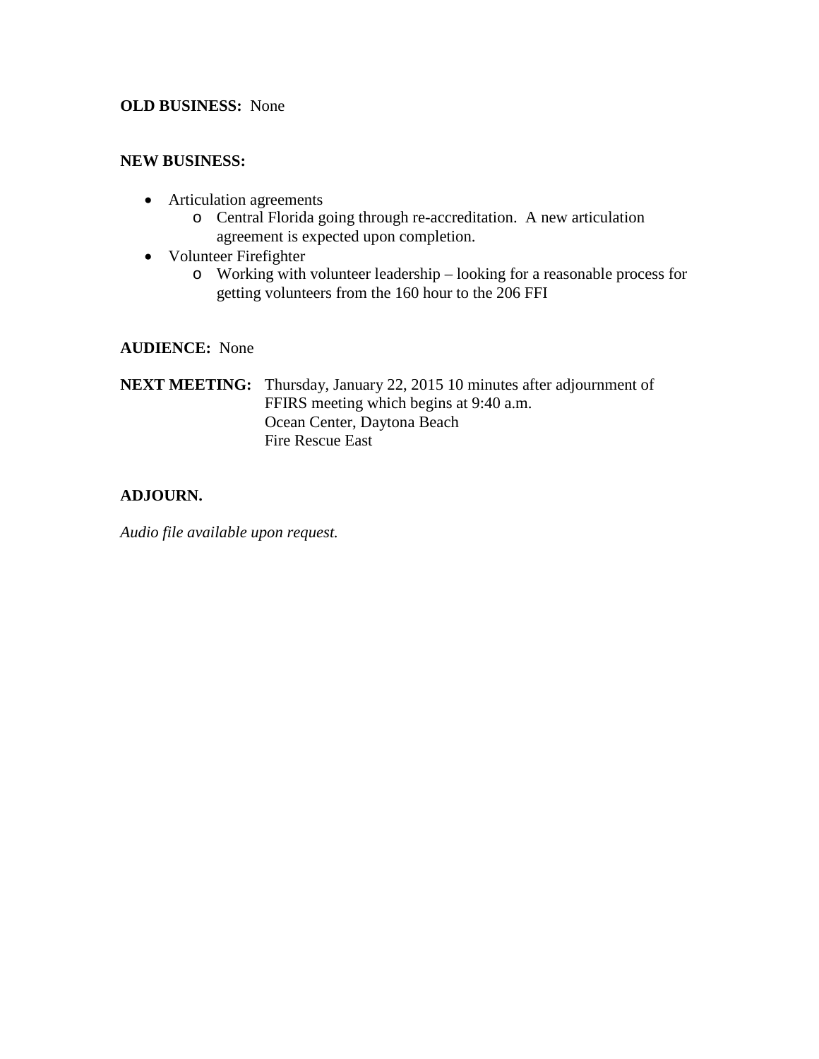**OLD BUSINESS:** None

**NEW BUSINESS:**

- Articulation agreements
  - Central Florida going through re-accreditation. A new articulation agreement is expected upon completion.
- Volunteer Firefighter
  - Working with volunteer leadership – looking for a reasonable process for getting volunteers from the 160 hour to the 206 FFI

**AUDIENCE:** None

**NEXT MEETING:** Thursday, January 22, 2015 10 minutes after adjournment of FFIRS meeting which begins at 9:40 a.m.
Ocean Center, Daytona Beach
Fire Rescue East

**ADJOURN.**

*Audio file available upon request.*